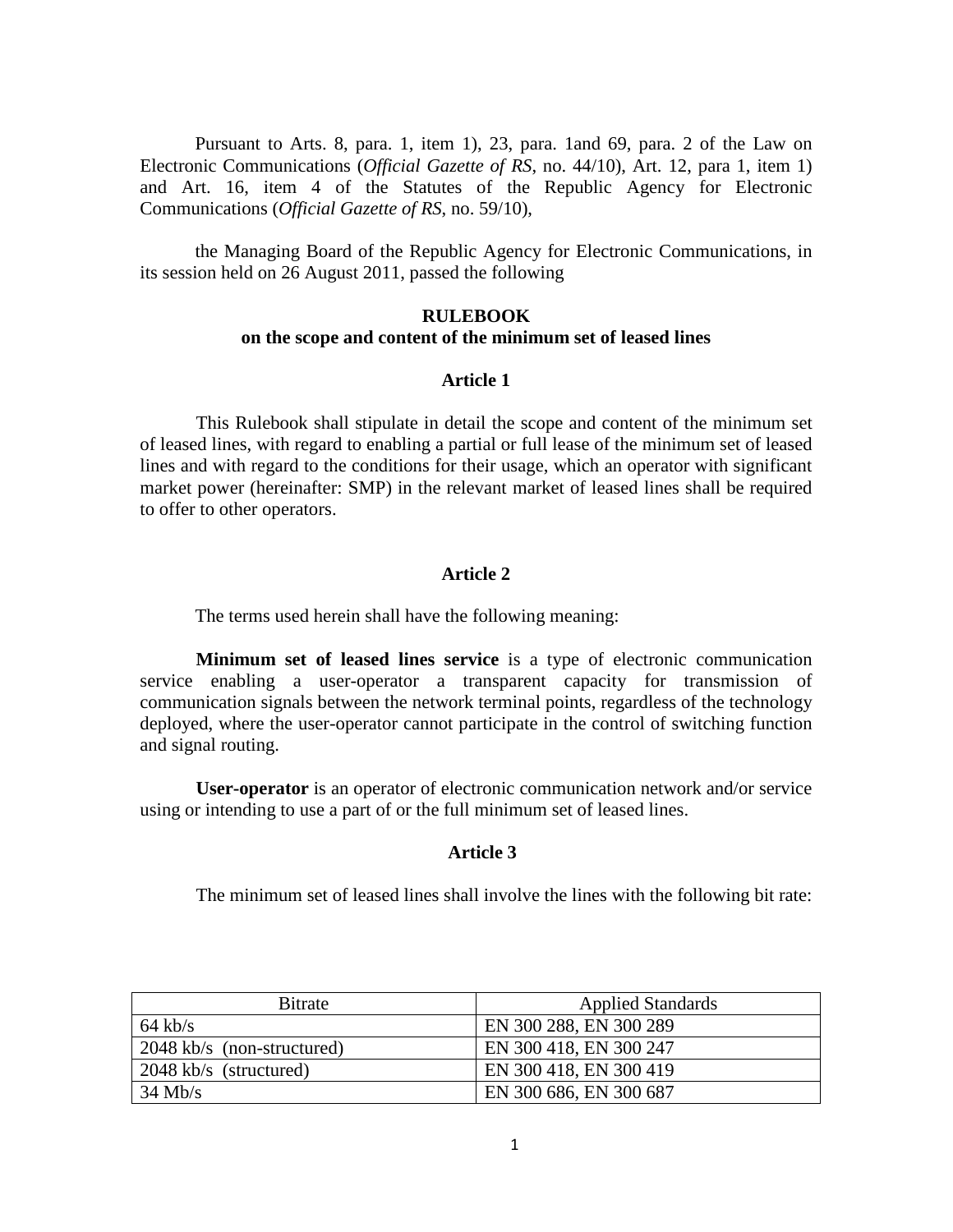Pursuant to Arts. 8, para. 1, item 1), 23, para. 1and 69, para. 2 of the Law on Electronic Communications (*Official Gazette of RS*, no. 44/10), Art. 12, para 1, item 1) and Art. 16, item 4 of the Statutes of the Republic Agency for Electronic Communications (*Official Gazette of RS*, no. 59/10),

the Managing Board of the Republic Agency for Electronic Communications, in its session held on 26 August 2011, passed the following

# RULEBOOK
## on the scope and content of the minimum set of leased lines

### Article 1

This Rulebook shall stipulate in detail the scope and content of the minimum set of leased lines, with regard to enabling a partial or full lease of the minimum set of leased lines and with regard to the conditions for their usage, which an operator with significant market power (hereinafter: SMP) in the relevant market of leased lines shall be required to offer to other operators.

### Article 2

The terms used herein shall have the following meaning:

**Minimum set of leased lines service** is a type of electronic communication service enabling a user-operator a transparent capacity for transmission of communication signals between the network terminal points, regardless of the technology deployed, where the user-operator cannot participate in the control of switching function and signal routing.

**User-operator** is an operator of electronic communication network and/or service using or intending to use a part of or the full minimum set of leased lines.

### Article 3

The minimum set of leased lines shall involve the lines with the following bit rate:

| Bitrate | Applied Standards |
|---|---|
| 64 kb/s | EN 300 288, EN 300 289 |
| 2048 kb/s (non-structured) | EN 300 418, EN 300 247 |
| 2048 kb/s (structured) | EN 300 418, EN 300 419 |
| 34 Mb/s | EN 300 686, EN 300 687 |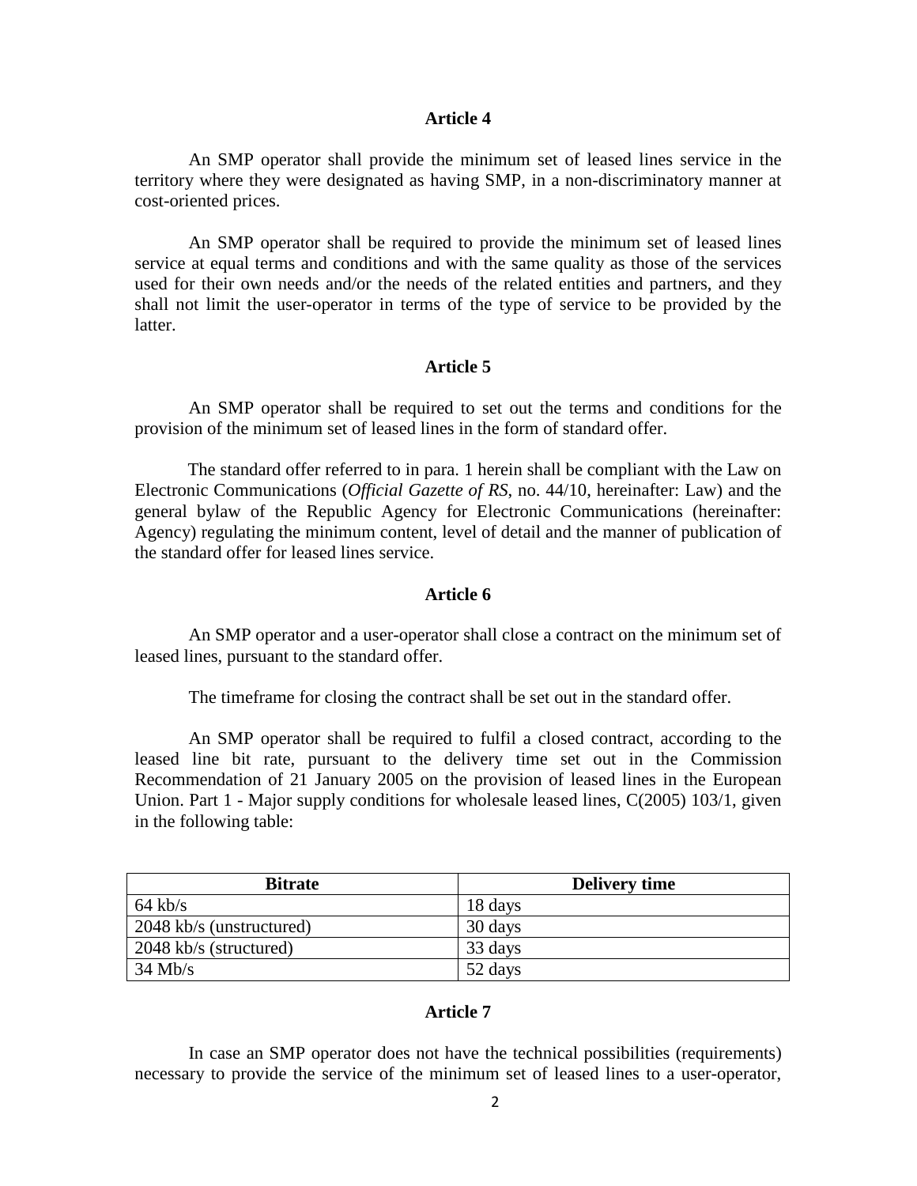### Article 4

An SMP operator shall provide the minimum set of leased lines service in the territory where they were designated as having SMP, in a non-discriminatory manner at cost-oriented prices.

An SMP operator shall be required to provide the minimum set of leased lines service at equal terms and conditions and with the same quality as those of the services used for their own needs and/or the needs of the related entities and partners, and they shall not limit the user-operator in terms of the type of service to be provided by the latter.

### Article 5

An SMP operator shall be required to set out the terms and conditions for the provision of the minimum set of leased lines in the form of standard offer.

The standard offer referred to in para. 1 herein shall be compliant with the Law on Electronic Communications (*Official Gazette of RS*, no. 44/10, hereinafter: Law) and the general bylaw of the Republic Agency for Electronic Communications (hereinafter: Agency) regulating the minimum content, level of detail and the manner of publication of the standard offer for leased lines service.

### Article 6

An SMP operator and a user-operator shall close a contract on the minimum set of leased lines, pursuant to the standard offer.

The timeframe for closing the contract shall be set out in the standard offer.

An SMP operator shall be required to fulfil a closed contract, according to the leased line bit rate, pursuant to the delivery time set out in the Commission Recommendation of 21 January 2005 on the provision of leased lines in the European Union. Part 1 - Major supply conditions for wholesale leased lines, C(2005) 103/1, given in the following table:

| Bitrate | Delivery time |
| --- | --- |
| 64 kb/s | 18 days |
| 2048 kb/s (unstructured) | 30 days |
| 2048 kb/s (structured) | 33 days |
| 34 Mb/s | 52 days |

### Article 7

In case an SMP operator does not have the technical possibilities (requirements) necessary to provide the service of the minimum set of leased lines to a user-operator,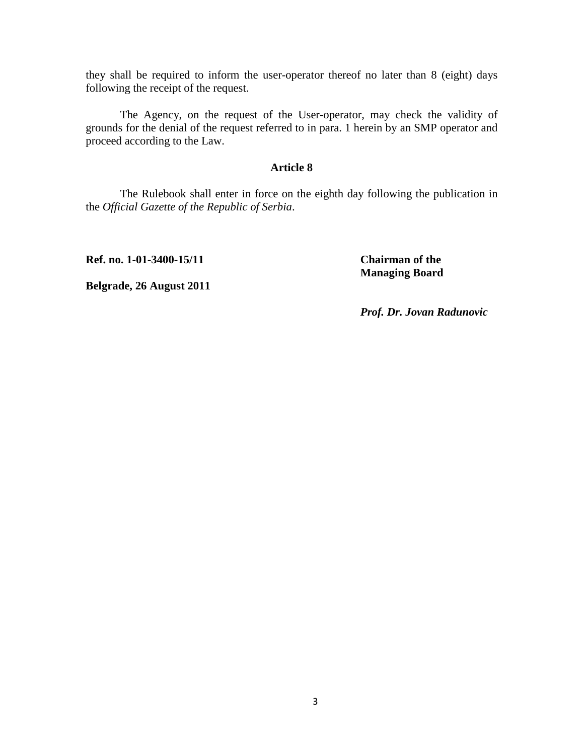they shall be required to inform the user-operator thereof no later than 8 (eight) days following the receipt of the request.

The Agency, on the request of the User-operator, may check the validity of grounds for the denial of the request referred to in para. 1 herein by an SMP operator and proceed according to the Law.

### Article 8

The Rulebook shall enter in force on the eighth day following the publication in the *Official Gazette of the Republic of Serbia*.

**Ref. no. 1-01-3400-15/11**

**Belgrade, 26 August 2011**

**Chairman of the Managing Board**

***Prof. Dr. Jovan Radunovic***